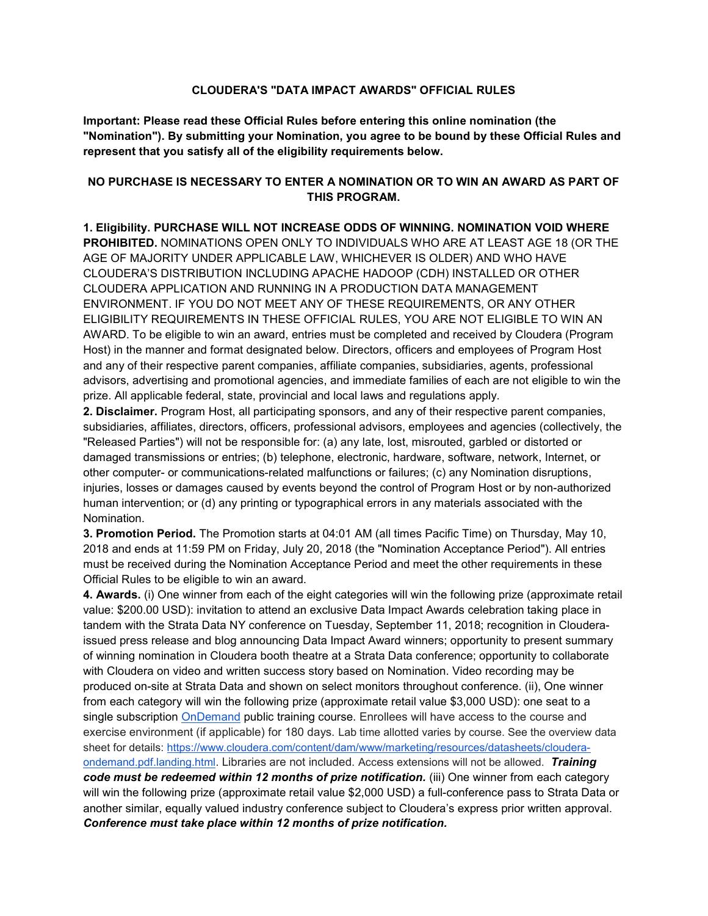# CLOUDERA'S "DATA IMPACT AWARDS" OFFICIAL RULES

**Important: Please read these Official Rules before entering this online nomination (the "Nomination"). By submitting your Nomination, you agree to be bound by these Official Rules and represent that you satisfy all of the eligibility requirements below.**

**NO PURCHASE IS NECESSARY TO ENTER A NOMINATION OR TO WIN AN AWARD AS PART OF THIS PROGRAM.**

**1. Eligibility. PURCHASE WILL NOT INCREASE ODDS OF WINNING. NOMINATION VOID WHERE PROHIBITED.** NOMINATIONS OPEN ONLY TO INDIVIDUALS WHO ARE AT LEAST AGE 18 (OR THE AGE OF MAJORITY UNDER APPLICABLE LAW, WHICHEVER IS OLDER) AND WHO HAVE CLOUDERA'S DISTRIBUTION INCLUDING APACHE HADOOP (CDH) INSTALLED OR OTHER CLOUDERA APPLICATION AND RUNNING IN A PRODUCTION DATA MANAGEMENT ENVIRONMENT. IF YOU DO NOT MEET ANY OF THESE REQUIREMENTS, OR ANY OTHER ELIGIBILITY REQUIREMENTS IN THESE OFFICIAL RULES, YOU ARE NOT ELIGIBLE TO WIN AN AWARD. To be eligible to win an award, entries must be completed and received by Cloudera (Program Host) in the manner and format designated below. Directors, officers and employees of Program Host and any of their respective parent companies, affiliate companies, subsidiaries, agents, professional advisors, advertising and promotional agencies, and immediate families of each are not eligible to win the prize. All applicable federal, state, provincial and local laws and regulations apply.

**2. Disclaimer.** Program Host, all participating sponsors, and any of their respective parent companies, subsidiaries, affiliates, directors, officers, professional advisors, employees and agencies (collectively, the "Released Parties") will not be responsible for: (a) any late, lost, misrouted, garbled or distorted or damaged transmissions or entries; (b) telephone, electronic, hardware, software, network, Internet, or other computer- or communications-related malfunctions or failures; (c) any Nomination disruptions, injuries, losses or damages caused by events beyond the control of Program Host or by non-authorized human intervention; or (d) any printing or typographical errors in any materials associated with the Nomination.

**3. Promotion Period.** The Promotion starts at 04:01 AM (all times Pacific Time) on Thursday, May 10, 2018 and ends at 11:59 PM on Friday, July 20, 2018 (the "Nomination Acceptance Period"). All entries must be received during the Nomination Acceptance Period and meet the other requirements in these Official Rules to be eligible to win an award.

**4. Awards.** (i) One winner from each of the eight categories will win the following prize (approximate retail value: $200.00 USD): invitation to attend an exclusive Data Impact Awards celebration taking place in tandem with the Strata Data NY conference on Tuesday, September 11, 2018; recognition in Cloudera-issued press release and blog announcing Data Impact Award winners; opportunity to present summary of winning nomination in Cloudera booth theatre at a Strata Data conference; opportunity to collaborate with Cloudera on video and written success story based on Nomination. Video recording may be produced on-site at Strata Data and shown on select monitors throughout conference. (ii), One winner from each category will win the following prize (approximate retail value $3,000 USD): one seat to a single subscription [OnDemand](OnDemand) public training course. Enrollees will have access to the course and exercise environment (if applicable) for 180 days. Lab time allotted varies by course. See the overview data sheet for details: [https://www.cloudera.com/content/dam/www/marketing/resources/datasheets/cloudera-ondemand.pdf.landing.html](https://www.cloudera.com/content/dam/www/marketing/resources/datasheets/cloudera-ondemand.pdf.landing.html). Libraries are not included. Access extensions will not be allowed. ***Training code must be redeemed within 12 months of prize notification.*** (iii) One winner from each category will win the following prize (approximate retail value $2,000 USD) a full-conference pass to Strata Data or another similar, equally valued industry conference subject to Cloudera's express prior written approval. ***Conference must take place within 12 months of prize notification.***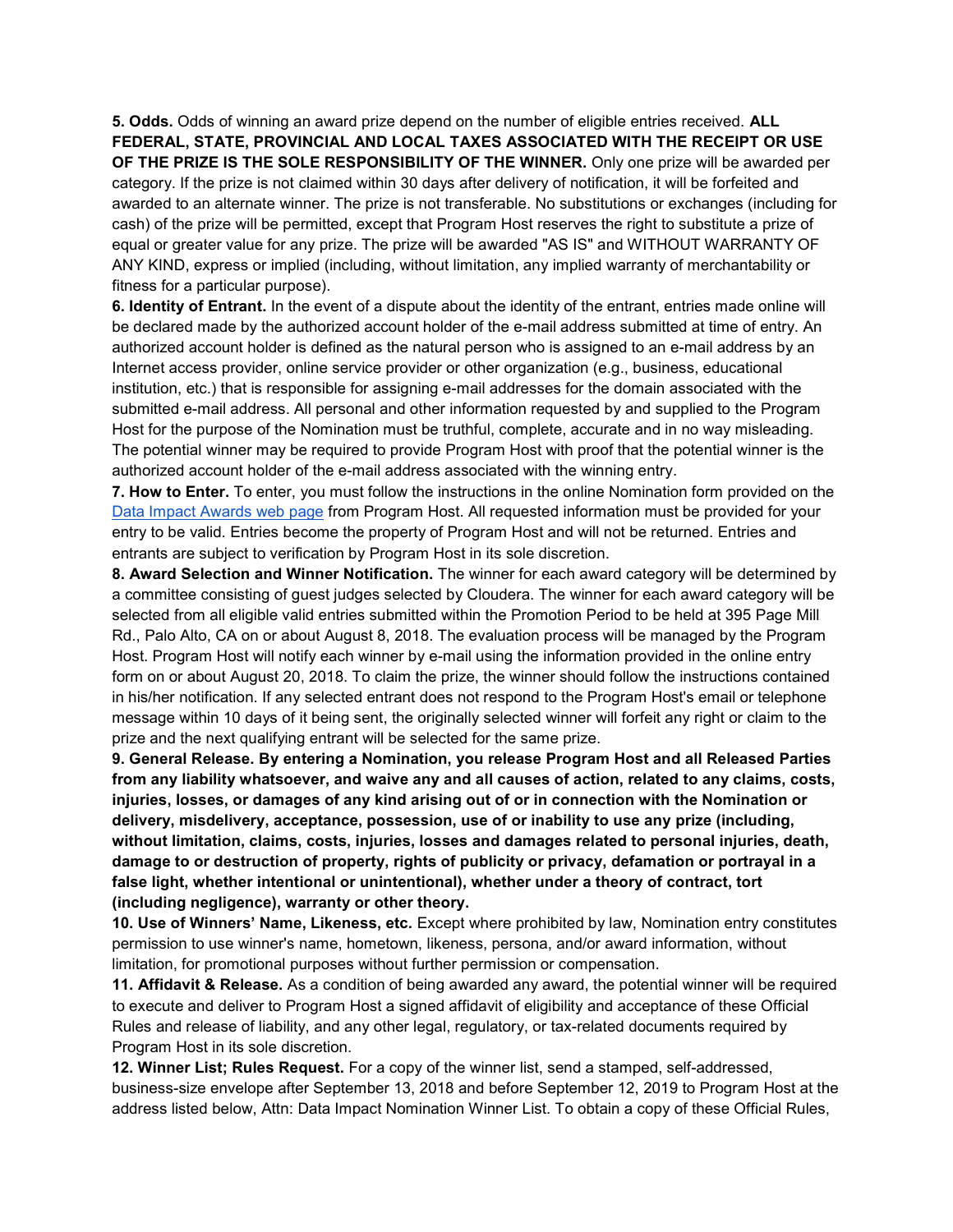**5. Odds.** Odds of winning an award prize depend on the number of eligible entries received. **ALL FEDERAL, STATE, PROVINCIAL AND LOCAL TAXES ASSOCIATED WITH THE RECEIPT OR USE OF THE PRIZE IS THE SOLE RESPONSIBILITY OF THE WINNER.** Only one prize will be awarded per category. If the prize is not claimed within 30 days after delivery of notification, it will be forfeited and awarded to an alternate winner. The prize is not transferable. No substitutions or exchanges (including for cash) of the prize will be permitted, except that Program Host reserves the right to substitute a prize of equal or greater value for any prize. The prize will be awarded "AS IS" and WITHOUT WARRANTY OF ANY KIND, express or implied (including, without limitation, any implied warranty of merchantability or fitness for a particular purpose).

**6. Identity of Entrant.** In the event of a dispute about the identity of the entrant, entries made online will be declared made by the authorized account holder of the e-mail address submitted at time of entry. An authorized account holder is defined as the natural person who is assigned to an e-mail address by an Internet access provider, online service provider or other organization (e.g., business, educational institution, etc.) that is responsible for assigning e-mail addresses for the domain associated with the submitted e-mail address. All personal and other information requested by and supplied to the Program Host for the purpose of the Nomination must be truthful, complete, accurate and in no way misleading. The potential winner may be required to provide Program Host with proof that the potential winner is the authorized account holder of the e-mail address associated with the winning entry.

**7. How to Enter.** To enter, you must follow the instructions in the online Nomination form provided on the Data Impact Awards web page from Program Host. All requested information must be provided for your entry to be valid. Entries become the property of Program Host and will not be returned. Entries and entrants are subject to verification by Program Host in its sole discretion.

**8. Award Selection and Winner Notification.** The winner for each award category will be determined by a committee consisting of guest judges selected by Cloudera. The winner for each award category will be selected from all eligible valid entries submitted within the Promotion Period to be held at 395 Page Mill Rd., Palo Alto, CA on or about August 8, 2018. The evaluation process will be managed by the Program Host. Program Host will notify each winner by e-mail using the information provided in the online entry form on or about August 20, 2018. To claim the prize, the winner should follow the instructions contained in his/her notification. If any selected entrant does not respond to the Program Host's email or telephone message within 10 days of it being sent, the originally selected winner will forfeit any right or claim to the prize and the next qualifying entrant will be selected for the same prize.

**9. General Release. By entering a Nomination, you release Program Host and all Released Parties from any liability whatsoever, and waive any and all causes of action, related to any claims, costs, injuries, losses, or damages of any kind arising out of or in connection with the Nomination or delivery, misdelivery, acceptance, possession, use of or inability to use any prize (including, without limitation, claims, costs, injuries, losses and damages related to personal injuries, death, damage to or destruction of property, rights of publicity or privacy, defamation or portrayal in a false light, whether intentional or unintentional), whether under a theory of contract, tort (including negligence), warranty or other theory.**

**10. Use of Winners' Name, Likeness, etc.** Except where prohibited by law, Nomination entry constitutes permission to use winner's name, hometown, likeness, persona, and/or award information, without limitation, for promotional purposes without further permission or compensation.

**11. Affidavit & Release.** As a condition of being awarded any award, the potential winner will be required to execute and deliver to Program Host a signed affidavit of eligibility and acceptance of these Official Rules and release of liability, and any other legal, regulatory, or tax-related documents required by Program Host in its sole discretion.

**12. Winner List; Rules Request.** For a copy of the winner list, send a stamped, self-addressed, business-size envelope after September 13, 2018 and before September 12, 2019 to Program Host at the address listed below, Attn: Data Impact Nomination Winner List. To obtain a copy of these Official Rules,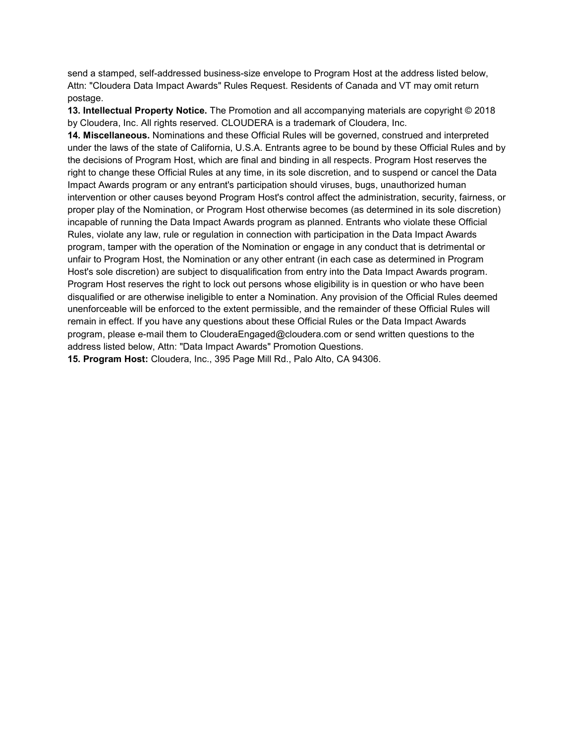send a stamped, self-addressed business-size envelope to Program Host at the address listed below, Attn: "Cloudera Data Impact Awards" Rules Request. Residents of Canada and VT may omit return postage.

**13. Intellectual Property Notice.** The Promotion and all accompanying materials are copyright © 2018 by Cloudera, Inc. All rights reserved. CLOUDERA is a trademark of Cloudera, Inc.

**14. Miscellaneous.** Nominations and these Official Rules will be governed, construed and interpreted under the laws of the state of California, U.S.A. Entrants agree to be bound by these Official Rules and by the decisions of Program Host, which are final and binding in all respects. Program Host reserves the right to change these Official Rules at any time, in its sole discretion, and to suspend or cancel the Data Impact Awards program or any entrant's participation should viruses, bugs, unauthorized human intervention or other causes beyond Program Host's control affect the administration, security, fairness, or proper play of the Nomination, or Program Host otherwise becomes (as determined in its sole discretion) incapable of running the Data Impact Awards program as planned. Entrants who violate these Official Rules, violate any law, rule or regulation in connection with participation in the Data Impact Awards program, tamper with the operation of the Nomination or engage in any conduct that is detrimental or unfair to Program Host, the Nomination or any other entrant (in each case as determined in Program Host's sole discretion) are subject to disqualification from entry into the Data Impact Awards program. Program Host reserves the right to lock out persons whose eligibility is in question or who have been disqualified or are otherwise ineligible to enter a Nomination. Any provision of the Official Rules deemed unenforceable will be enforced to the extent permissible, and the remainder of these Official Rules will remain in effect. If you have any questions about these Official Rules or the Data Impact Awards program, please e-mail them to ClouderaEngaged@cloudera.com or send written questions to the address listed below, Attn: "Data Impact Awards" Promotion Questions.

**15. Program Host:** Cloudera, Inc., 395 Page Mill Rd., Palo Alto, CA 94306.